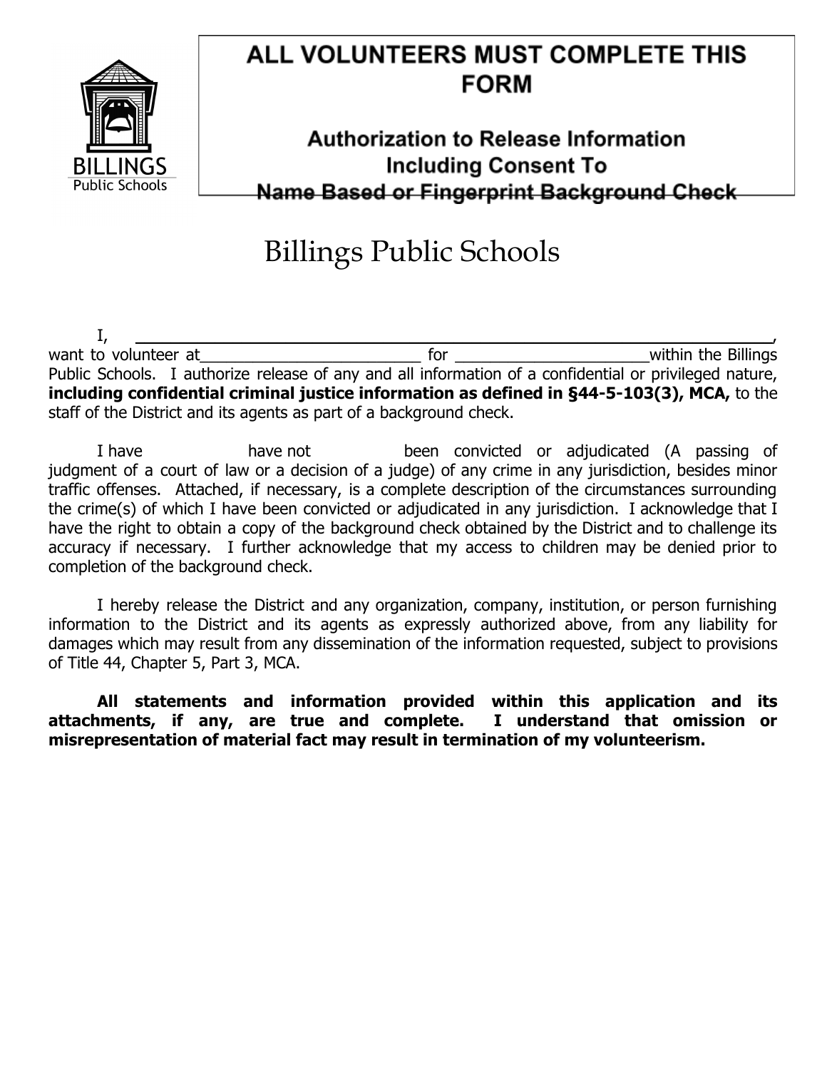BILLINGS
Public Schools

# ALL VOLUNTEERS MUST COMPLETE THIS FORM

## Authorization to Release Information Including Consent To Name Based or Fingerprint Background Check

# Billings Public Schools

I, ______________________________________________________________,
want to volunteer at________________________ for _____________________within the Billings Public Schools. I authorize release of any and all information of a confidential or privileged nature, **including confidential criminal justice information as defined in §44-5-103(3), MCA,** to the staff of the District and its agents as part of a background check.

I have        have not        been convicted or adjudicated (A passing of judgment of a court of law or a decision of a judge) of any crime in any jurisdiction, besides minor traffic offenses. Attached, if necessary, is a complete description of the circumstances surrounding the crime(s) of which I have been convicted or adjudicated in any jurisdiction. I acknowledge that I have the right to obtain a copy of the background check obtained by the District and to challenge its accuracy if necessary. I further acknowledge that my access to children may be denied prior to completion of the background check.

I hereby release the District and any organization, company, institution, or person furnishing information to the District and its agents as expressly authorized above, from any liability for damages which may result from any dissemination of the information requested, subject to provisions of Title 44, Chapter 5, Part 3, MCA.

**All statements and information provided within this application and its attachments, if any, are true and complete. I understand that omission or misrepresentation of material fact may result in termination of my volunteerism.**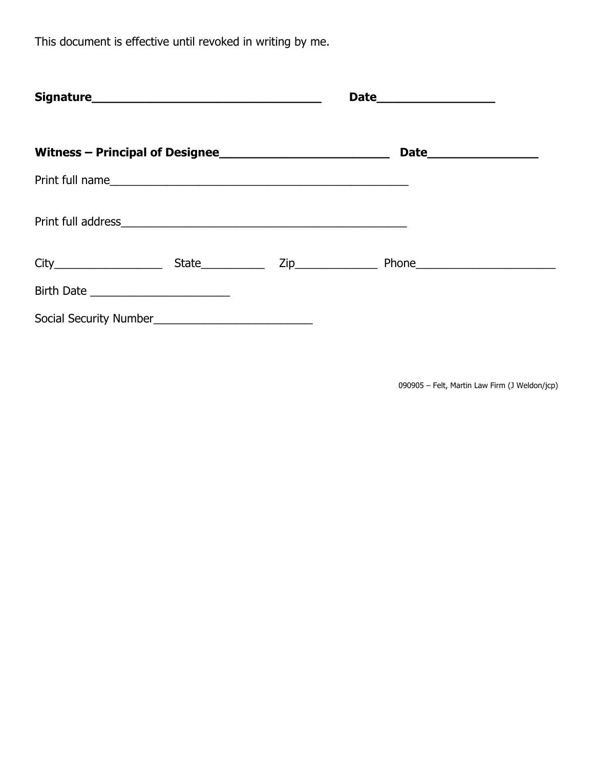This document is effective until revoked in writing by me.

**Signature**_________________________________ **Date**________________

**Witness – Principal of Designee**________________________ **Date**________________

Print full name_______________________________________________

Print full address_____________________________________________

City_________________ State__________ Zip_____________ Phone______________________

Birth Date ______________________

Social Security Number_________________________

090905 – Felt, Martin Law Firm (J Weldon/jcp)